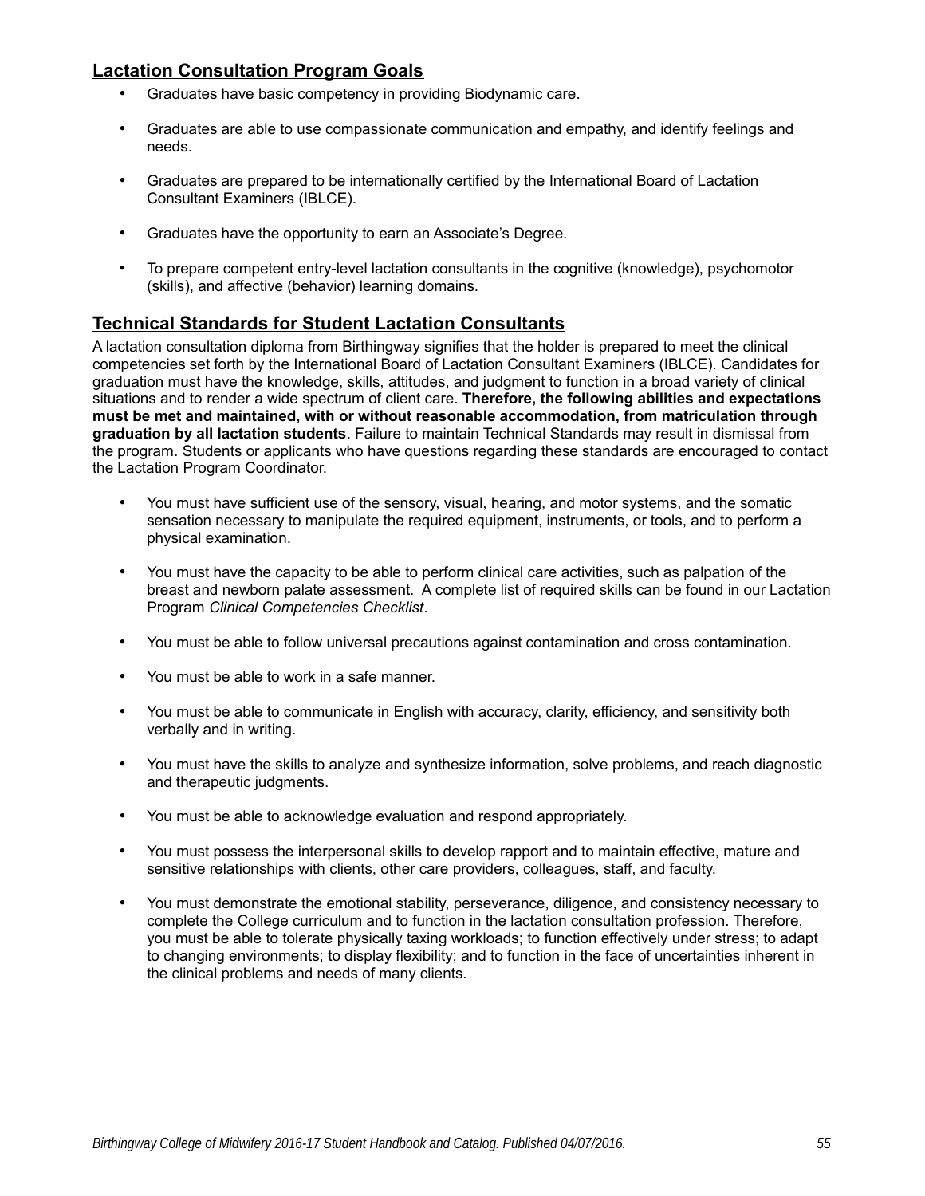## Lactation Consultation Program Goals

- Graduates have basic competency in providing Biodynamic care.
- Graduates are able to use compassionate communication and empathy, and identify feelings and needs.
- Graduates are prepared to be internationally certified by the International Board of Lactation Consultant Examiners (IBLCE).
- Graduates have the opportunity to earn an Associate's Degree.
- To prepare competent entry-level lactation consultants in the cognitive (knowledge), psychomotor (skills), and affective (behavior) learning domains.

## Technical Standards for Student Lactation Consultants

A lactation consultation diploma from Birthingway signifies that the holder is prepared to meet the clinical competencies set forth by the International Board of Lactation Consultant Examiners (IBLCE). Candidates for graduation must have the knowledge, skills, attitudes, and judgment to function in a broad variety of clinical situations and to render a wide spectrum of client care. **Therefore, the following abilities and expectations must be met and maintained, with or without reasonable accommodation, from matriculation through graduation by all lactation students**. Failure to maintain Technical Standards may result in dismissal from the program. Students or applicants who have questions regarding these standards are encouraged to contact the Lactation Program Coordinator.

- You must have sufficient use of the sensory, visual, hearing, and motor systems, and the somatic sensation necessary to manipulate the required equipment, instruments, or tools, and to perform a physical examination.
- You must have the capacity to be able to perform clinical care activities, such as palpation of the breast and newborn palate assessment. A complete list of required skills can be found in our Lactation Program *Clinical Competencies Checklist*.
- You must be able to follow universal precautions against contamination and cross contamination.
- You must be able to work in a safe manner.
- You must be able to communicate in English with accuracy, clarity, efficiency, and sensitivity both verbally and in writing.
- You must have the skills to analyze and synthesize information, solve problems, and reach diagnostic and therapeutic judgments.
- You must be able to acknowledge evaluation and respond appropriately.
- You must possess the interpersonal skills to develop rapport and to maintain effective, mature and sensitive relationships with clients, other care providers, colleagues, staff, and faculty.
- You must demonstrate the emotional stability, perseverance, diligence, and consistency necessary to complete the College curriculum and to function in the lactation consultation profession. Therefore, you must be able to tolerate physically taxing workloads; to function effectively under stress; to adapt to changing environments; to display flexibility; and to function in the face of uncertainties inherent in the clinical problems and needs of many clients.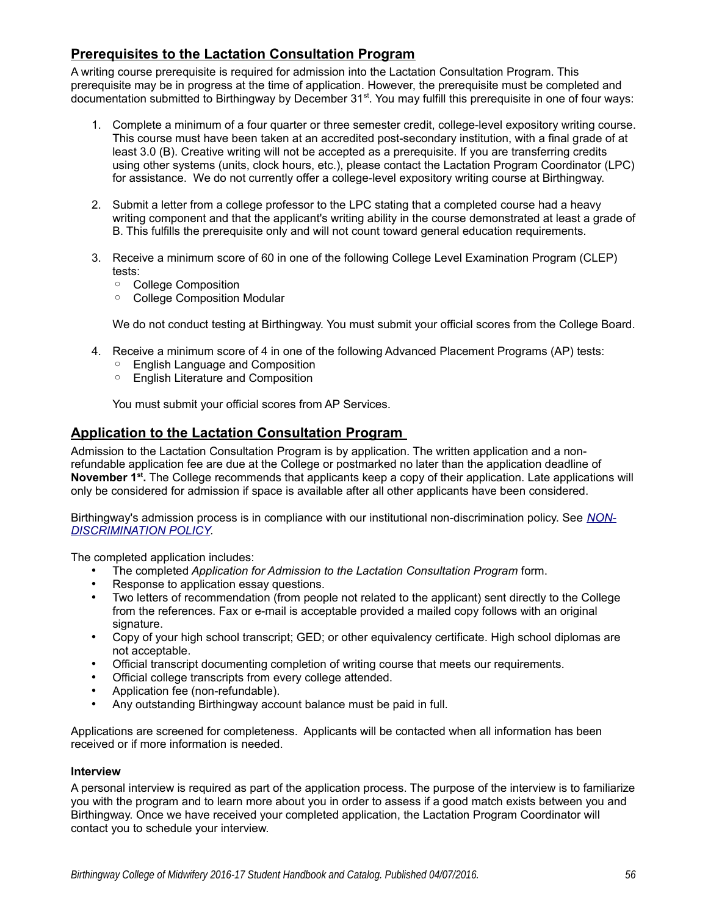## Prerequisites to the Lactation Consultation Program

A writing course prerequisite is required for admission into the Lactation Consultation Program. This prerequisite may be in progress at the time of application. However, the prerequisite must be completed and documentation submitted to Birthingway by December 31st. You may fulfill this prerequisite in one of four ways:

1. Complete a minimum of a four quarter or three semester credit, college-level expository writing course. This course must have been taken at an accredited post-secondary institution, with a final grade of at least 3.0 (B). Creative writing will not be accepted as a prerequisite. If you are transferring credits using other systems (units, clock hours, etc.), please contact the Lactation Program Coordinator (LPC) for assistance. We do not currently offer a college-level expository writing course at Birthingway.

2. Submit a letter from a college professor to the LPC stating that a completed course had a heavy writing component and that the applicant's writing ability in the course demonstrated at least a grade of B. This fulfills the prerequisite only and will not count toward general education requirements.

3. Receive a minimum score of 60 in one of the following College Level Examination Program (CLEP) tests:
   - College Composition
   - College Composition Modular

   We do not conduct testing at Birthingway. You must submit your official scores from the College Board.

4. Receive a minimum score of 4 in one of the following Advanced Placement Programs (AP) tests:
   - English Language and Composition
   - English Literature and Composition

   You must submit your official scores from AP Services.

## Application to the Lactation Consultation Program

Admission to the Lactation Consultation Program is by application. The written application and a non-refundable application fee are due at the College or postmarked no later than the application deadline of **November 1st.** The College recommends that applicants keep a copy of their application. Late applications will only be considered for admission if space is available after all other applicants have been considered.

Birthingway's admission process is in compliance with our institutional non-discrimination policy. See *NON-DISCRIMINATION POLICY.*

The completed application includes:

- The completed *Application for Admission to the Lactation Consultation Program* form.
- Response to application essay questions.
- Two letters of recommendation (from people not related to the applicant) sent directly to the College from the references. Fax or e-mail is acceptable provided a mailed copy follows with an original signature.
- Copy of your high school transcript; GED; or other equivalency certificate. High school diplomas are not acceptable.
- Official transcript documenting completion of writing course that meets our requirements.
- Official college transcripts from every college attended.
- Application fee (non-refundable).
- Any outstanding Birthingway account balance must be paid in full.

Applications are screened for completeness. Applicants will be contacted when all information has been received or if more information is needed.

#### Interview

A personal interview is required as part of the application process. The purpose of the interview is to familiarize you with the program and to learn more about you in order to assess if a good match exists between you and Birthingway. Once we have received your completed application, the Lactation Program Coordinator will contact you to schedule your interview.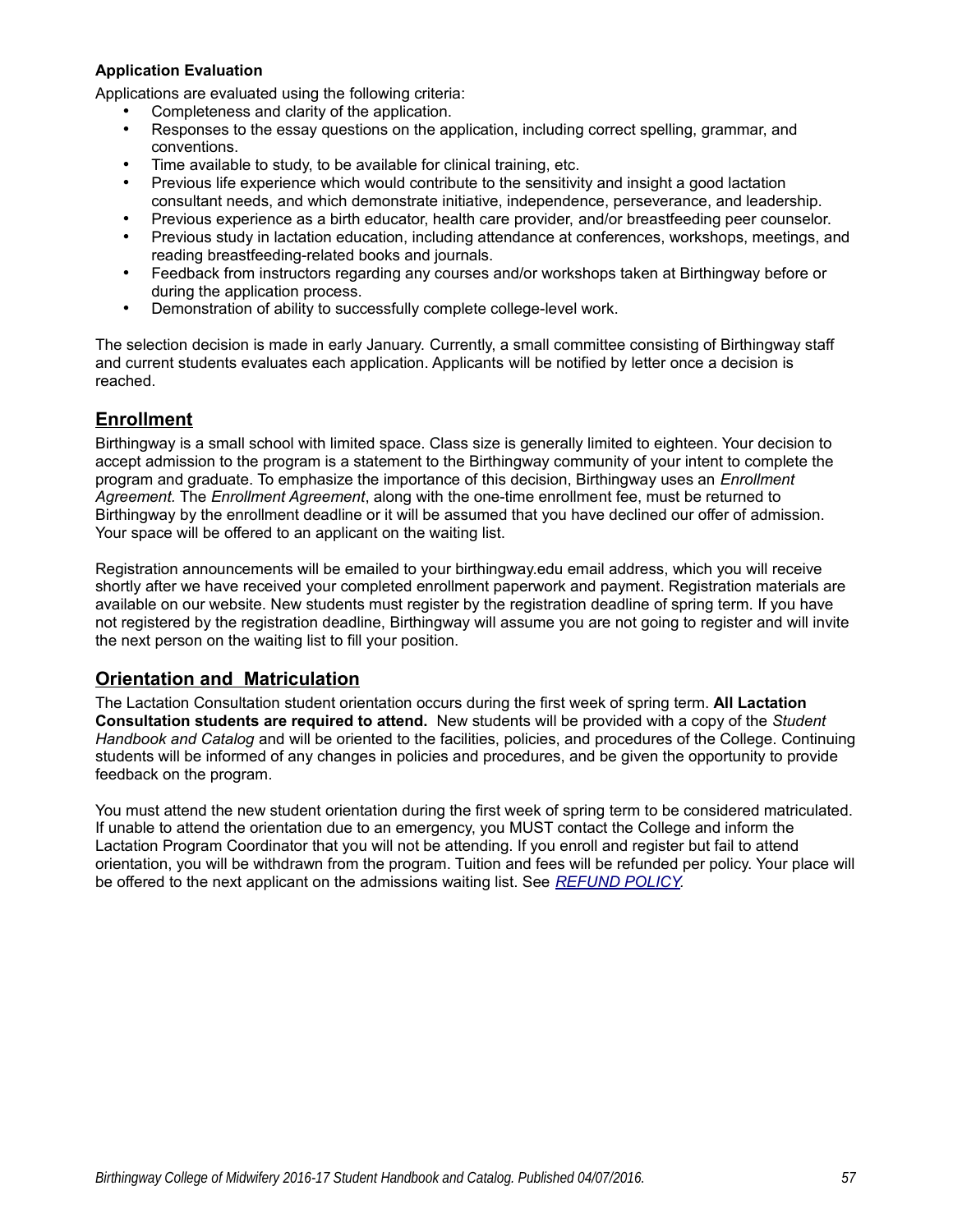**Application Evaluation**

Applications are evaluated using the following criteria:

- Completeness and clarity of the application.
- Responses to the essay questions on the application, including correct spelling, grammar, and conventions.
- Time available to study, to be available for clinical training, etc.
- Previous life experience which would contribute to the sensitivity and insight a good lactation consultant needs, and which demonstrate initiative, independence, perseverance, and leadership.
- Previous experience as a birth educator, health care provider, and/or breastfeeding peer counselor.
- Previous study in lactation education, including attendance at conferences, workshops, meetings, and reading breastfeeding-related books and journals.
- Feedback from instructors regarding any courses and/or workshops taken at Birthingway before or during the application process.
- Demonstration of ability to successfully complete college-level work.

The selection decision is made in early January. Currently, a small committee consisting of Birthingway staff and current students evaluates each application. Applicants will be notified by letter once a decision is reached.

## Enrollment

Birthingway is a small school with limited space. Class size is generally limited to eighteen. Your decision to accept admission to the program is a statement to the Birthingway community of your intent to complete the program and graduate. To emphasize the importance of this decision, Birthingway uses an *Enrollment Agreement*. The *Enrollment Agreement*, along with the one-time enrollment fee, must be returned to Birthingway by the enrollment deadline or it will be assumed that you have declined our offer of admission. Your space will be offered to an applicant on the waiting list.

Registration announcements will be emailed to your birthingway.edu email address, which you will receive shortly after we have received your completed enrollment paperwork and payment. Registration materials are available on our website. New students must register by the registration deadline of spring term. If you have not registered by the registration deadline, Birthingway will assume you are not going to register and will invite the next person on the waiting list to fill your position.

## Orientation and Matriculation

The Lactation Consultation student orientation occurs during the first week of spring term. **All Lactation Consultation students are required to attend.** New students will be provided with a copy of the *Student Handbook and Catalog* and will be oriented to the facilities, policies, and procedures of the College. Continuing students will be informed of any changes in policies and procedures, and be given the opportunity to provide feedback on the program.

You must attend the new student orientation during the first week of spring term to be considered matriculated. If unable to attend the orientation due to an emergency, you MUST contact the College and inform the Lactation Program Coordinator that you will not be attending. If you enroll and register but fail to attend orientation, you will be withdrawn from the program. Tuition and fees will be refunded per policy. Your place will be offered to the next applicant on the admissions waiting list. See *REFUND POLICY*.